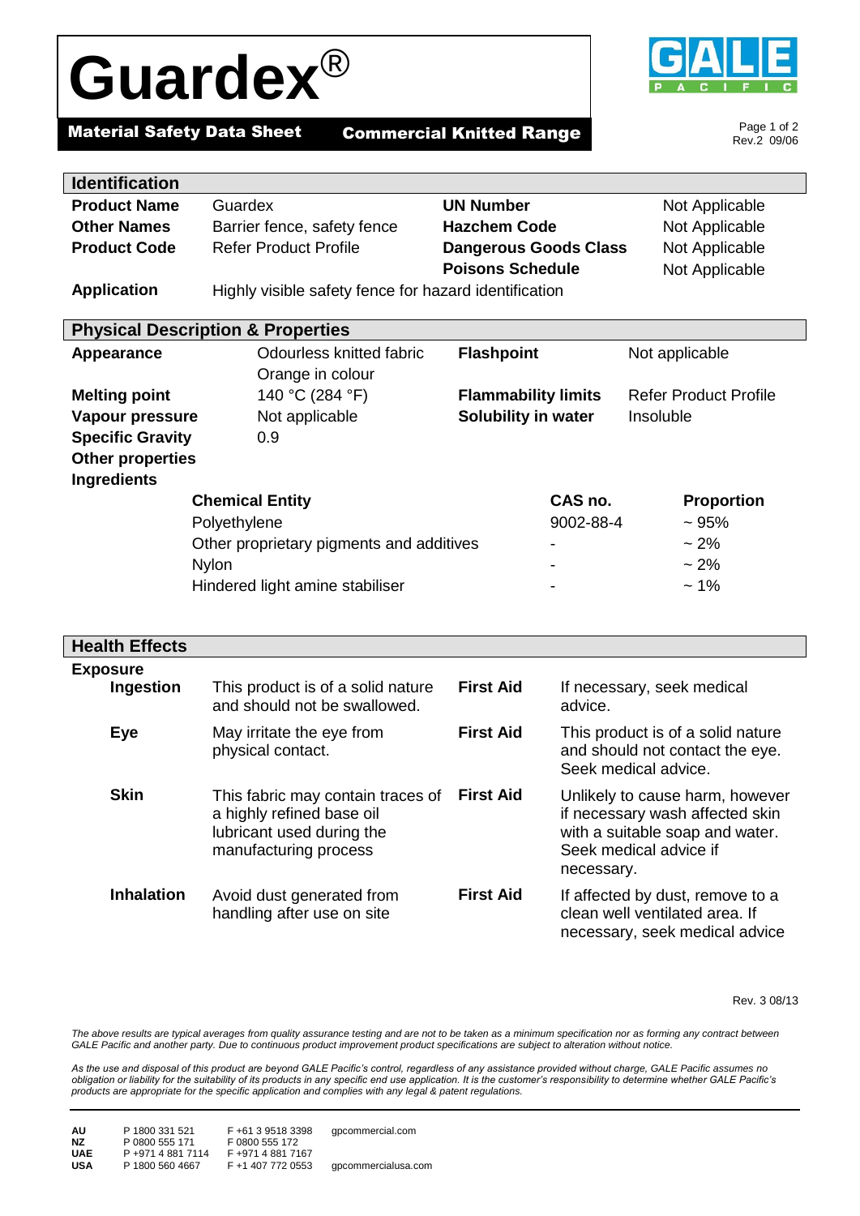# Guardex®

**Material Safety Data Sheet** **Commercial Knitted Range**

GALE PACIFIC

Rev.2 09/06

## Identification

| | | | |
|---|---|---|---|
| **Product Name** | Guardex | **UN Number** | Not Applicable |
| **Other Names** | Barrier fence, safety fence | **Hazchem Code** | Not Applicable |
| **Product Code** | Refer Product Profile | **Dangerous Goods Class** | Not Applicable |
| | | **Poisons Schedule** | Not Applicable |
| **Application** | Highly visible safety fence for hazard identification | | |

## Physical Description & Properties

| | | | |
|---|---|---|---|
| **Appearance** | Odourless knitted fabric<br>Orange in colour | **Flashpoint** | Not applicable |
| **Melting point** | 140 °C (284 °F) | **Flammability limits** | Refer Product Profile |
| **Vapour pressure** | Not applicable | **Solubility in water** | Insoluble |
| **Specific Gravity** | 0.9 | | |
| **Other properties** | | | |

**Ingredients**

| Chemical Entity | CAS no. | Proportion |
|---|---|---|
| Polyethylene | 9002-88-4 | ~ 95% |
| Other proprietary pigments and additives | - | ~ 2% |
| Nylon | - | ~ 2% |
| Hindered light amine stabiliser | - | ~ 1% |

## Health Effects

**Exposure**

| | | | |
|---|---|---|---|
| **Ingestion** | This product is of a solid nature and should not be swallowed. | **First Aid** | If necessary, seek medical advice. |
| **Eye** | May irritate the eye from physical contact. | **First Aid** | This product is of a solid nature and should not contact the eye. Seek medical advice. |
| **Skin** | This fabric may contain traces of a highly refined base oil lubricant used during the manufacturing process | **First Aid** | Unlikely to cause harm, however if necessary wash affected skin with a suitable soap and water. Seek medical advice if necessary. |
| **Inhalation** | Avoid dust generated from handling after use on site | **First Aid** | If affected by dust, remove to a clean well ventilated area. If necessary, seek medical advice |

Rev. 3 08/13

*The above results are typical averages from quality assurance testing and are not to be taken as a minimum specification nor as forming any contract between GALE Pacific and another party. Due to continuous product improvement product specifications are subject to alteration without notice.*

*As the use and disposal of this product are beyond GALE Pacific's control, regardless of any assistance provided without charge, GALE Pacific assumes no obligation or liability for the suitability of its products in any specific end use application. It is the customer's responsibility to determine whether GALE Pacific's products are appropriate for the specific application and complies with any legal & patent regulations.*

| | | | |
|---|---|---|---|
| **AU** | P 1800 331 521 | F +61 3 9518 3398 | gpcommercial.com |
| **NZ** | P 0800 555 171 | F 0800 555 172 | |
| **UAE** | P +971 4 881 7114 | F +971 4 881 7167 | |
| **USA** | P 1800 560 4667 | F +1 407 772 0553 | gpcommercialusa.com |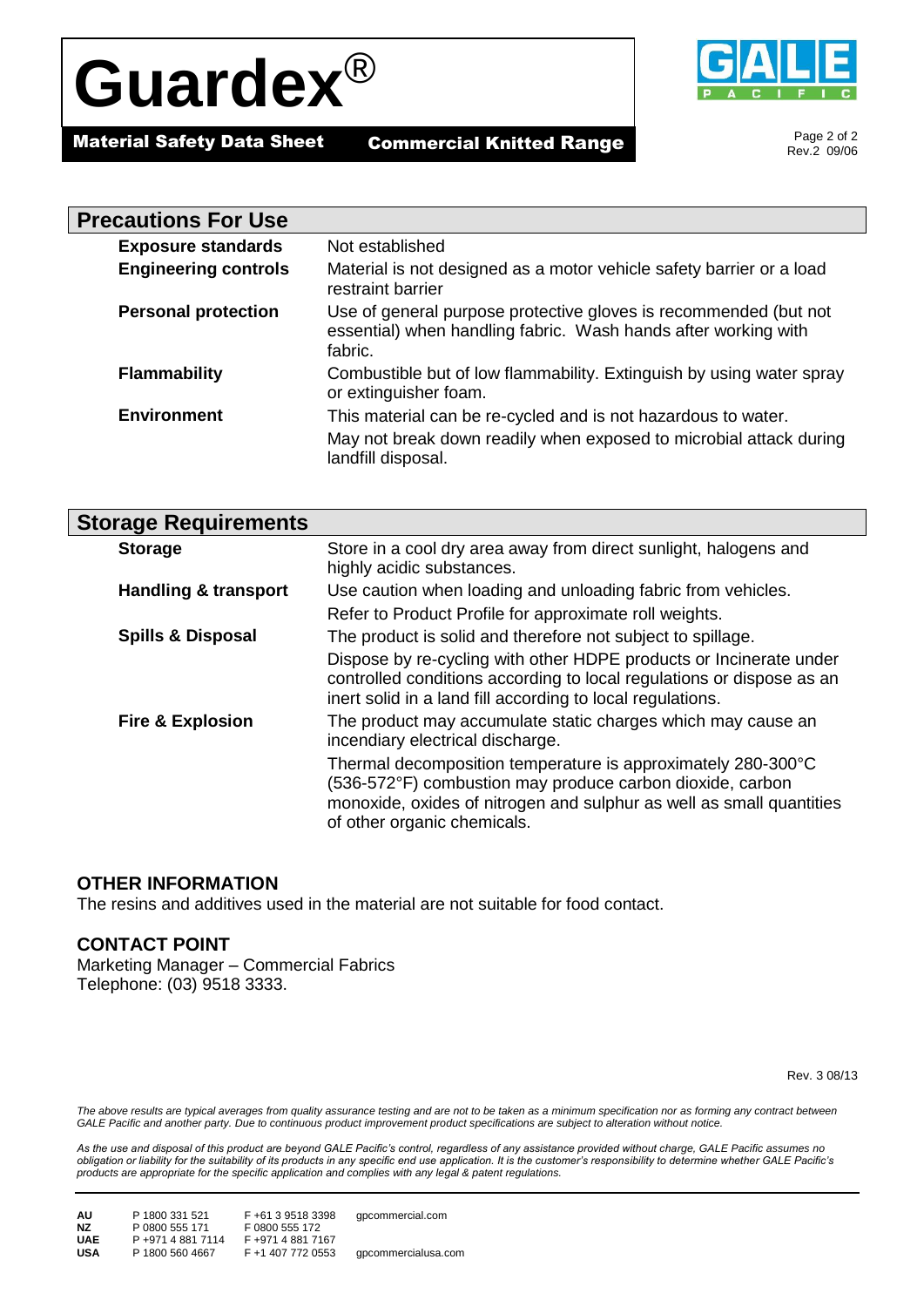## Precautions For Use

| | |
|---|---|
| **Exposure standards** | Not established |
| **Engineering controls** | Material is not designed as a motor vehicle safety barrier or a load restraint barrier |
| **Personal protection** | Use of general purpose protective gloves is recommended (but not essential) when handling fabric. Wash hands after working with fabric. |
| **Flammability** | Combustible but of low flammability. Extinguish by using water spray or extinguisher foam. |
| **Environment** | This material can be re-cycled and is not hazardous to water. May not break down readily when exposed to microbial attack during landfill disposal. |

## Storage Requirements

| | |
|---|---|
| **Storage** | Store in a cool dry area away from direct sunlight, halogens and highly acidic substances. |
| **Handling & transport** | Use caution when loading and unloading fabric from vehicles. Refer to Product Profile for approximate roll weights. |
| **Spills & Disposal** | The product is solid and therefore not subject to spillage. Dispose by re-cycling with other HDPE products or Incinerate under controlled conditions according to local regulations or dispose as an inert solid in a land fill according to local regulations. |
| **Fire & Explosion** | The product may accumulate static charges which may cause an incendiary electrical discharge. Thermal decomposition temperature is approximately 280-300°C (536-572°F) combustion may produce carbon dioxide, carbon monoxide, oxides of nitrogen and sulphur as well as small quantities of other organic chemicals. |

### OTHER INFORMATION

The resins and additives used in the material are not suitable for food contact.

### CONTACT POINT

Marketing Manager – Commercial Fabrics
Telephone: (03) 9518 3333.

Rev. 3 08/13

*The above results are typical averages from quality assurance testing and are not to be taken as a minimum specification nor as forming any contract between GALE Pacific and another party. Due to continuous product improvement product specifications are subject to alteration without notice.*

*As the use and disposal of this product are beyond GALE Pacific's control, regardless of any assistance provided without charge, GALE Pacific assumes no obligation or liability for the suitability of its products in any specific end use application. It is the customer's responsibility to determine whether GALE Pacific's products are appropriate for the specific application and complies with any legal & patent regulations.*

| | | | |
|---|---|---|---|
| **AU** | P 1800 331 521 | F +61 3 9518 3398 | gpcommercial.com |
| **NZ** | P 0800 555 171 | F 0800 555 172 | |
| **UAE** | P +971 4 881 7114 | F +971 4 881 7167 | |
| **USA** | P 1800 560 4667 | F +1 407 772 0553 | gpcommercialusa.com |